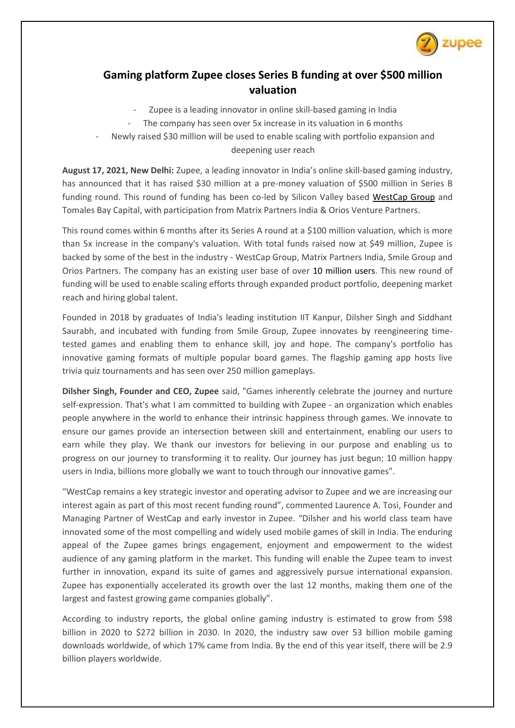# Gaming platform Zupee closes Series B funding at over $500 million valuation

- Zupee is a leading innovator in online skill-based gaming in India
- The company has seen over 5x increase in its valuation in 6 months
- Newly raised $30 million will be used to enable scaling with portfolio expansion and deepening user reach

**August 17, 2021, New Delhi:** Zupee, a leading innovator in India's online skill-based gaming industry, has announced that it has raised $30 million at a pre-money valuation of $500 million in Series B funding round. This round of funding has been co-led by Silicon Valley based WestCap Group and Tomales Bay Capital, with participation from Matrix Partners India & Orios Venture Partners.

This round comes within 6 months after its Series A round at a $100 million valuation, which is more than 5x increase in the company's valuation. With total funds raised now at $49 million, Zupee is backed by some of the best in the industry - WestCap Group, Matrix Partners India, Smile Group and Orios Partners. The company has an existing user base of over 10 million users. This new round of funding will be used to enable scaling efforts through expanded product portfolio, deepening market reach and hiring global talent.

Founded in 2018 by graduates of India's leading institution IIT Kanpur, Dilsher Singh and Siddhant Saurabh, and incubated with funding from Smile Group, Zupee innovates by reengineering time-tested games and enabling them to enhance skill, joy and hope. The company's portfolio has innovative gaming formats of multiple popular board games. The flagship gaming app hosts live trivia quiz tournaments and has seen over 250 million gameplays.

**Dilsher Singh, Founder and CEO, Zupee** said, "Games inherently celebrate the journey and nurture self-expression. That's what I am committed to building with Zupee - an organization which enables people anywhere in the world to enhance their intrinsic happiness through games. We innovate to ensure our games provide an intersection between skill and entertainment, enabling our users to earn while they play. We thank our investors for believing in our purpose and enabling us to progress on our journey to transforming it to reality. Our journey has just begun; 10 million happy users in India, billions more globally we want to touch through our innovative games".

"WestCap remains a key strategic investor and operating advisor to Zupee and we are increasing our interest again as part of this most recent funding round", commented Laurence A. Tosi, Founder and Managing Partner of WestCap and early investor in Zupee. "Dilsher and his world class team have innovated some of the most compelling and widely used mobile games of skill in India. The enduring appeal of the Zupee games brings engagement, enjoyment and empowerment to the widest audience of any gaming platform in the market. This funding will enable the Zupee team to invest further in innovation, expand its suite of games and aggressively pursue international expansion. Zupee has exponentially accelerated its growth over the last 12 months, making them one of the largest and fastest growing game companies globally".

According to industry reports, the global online gaming industry is estimated to grow from $98 billion in 2020 to $272 billion in 2030. In 2020, the industry saw over 53 billion mobile gaming downloads worldwide, of which 17% came from India. By the end of this year itself, there will be 2.9 billion players worldwide.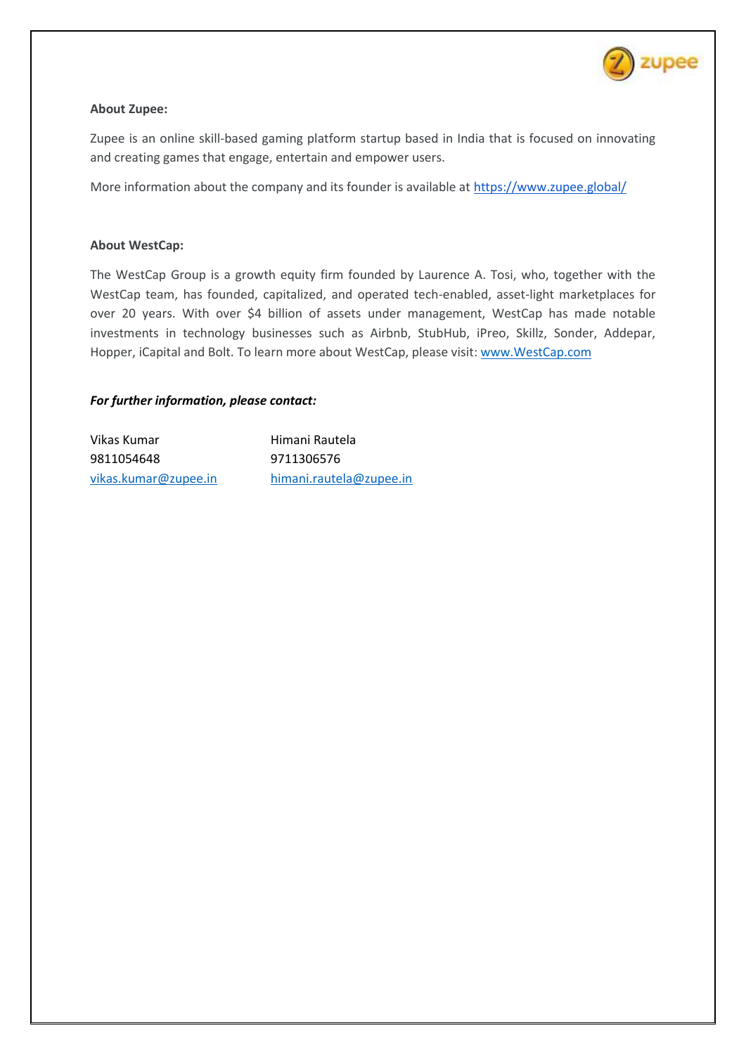**About Zupee:**

Zupee is an online skill-based gaming platform startup based in India that is focused on innovating and creating games that engage, entertain and empower users.

More information about the company and its founder is available at https://www.zupee.global/

**About WestCap:**

The WestCap Group is a growth equity firm founded by Laurence A. Tosi, who, together with the WestCap team, has founded, capitalized, and operated tech-enabled, asset-light marketplaces for over 20 years. With over $4 billion of assets under management, WestCap has made notable investments in technology businesses such as Airbnb, StubHub, iPreo, Skillz, Sonder, Addepar, Hopper, iCapital and Bolt. To learn more about WestCap, please visit: www.WestCap.com

***For further information, please contact:***

| | |
|---|---|
| Vikas Kumar | Himani Rautela |
| 9811054648 | 9711306576 |
| vikas.kumar@zupee.in | himani.rautela@zupee.in |